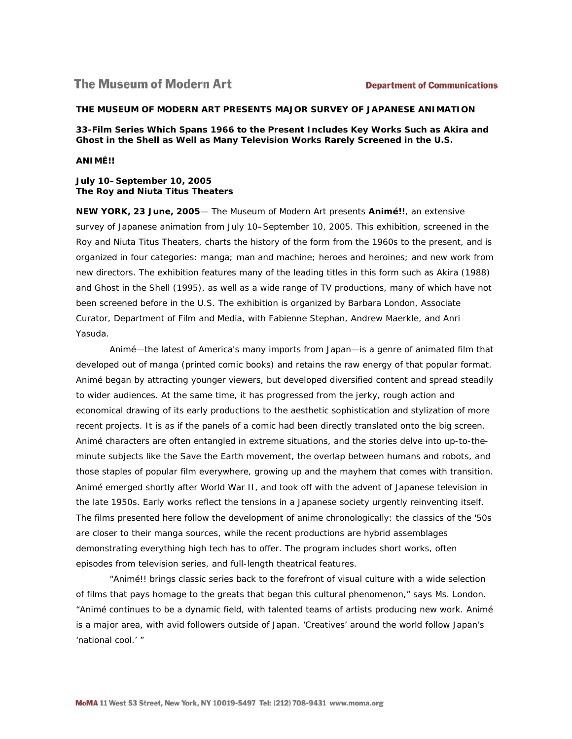The Museum of Modern Art

Department of Communications

**THE MUSEUM OF MODERN ART PRESENTS MAJOR SURVEY OF JAPANESE ANIMATION**

**33-Film Series Which Spans 1966 to the Present Includes Key Works Such as Akira and Ghost in the Shell as Well as Many Television Works Rarely Screened in the U.S.**

**ANIMÉ!!**

**July 10–September 10, 2005**
**The Roy and Niuta Titus Theaters**

**NEW YORK, 23 June, 2005**— The Museum of Modern Art presents **Animé!!**, an extensive survey of Japanese animation from July 10–September 10, 2005. This exhibition, screened in the Roy and Niuta Titus Theaters, charts the history of the form from the 1960s to the present, and is organized in four categories: manga; man and machine; heroes and heroines; and new work from new directors. The exhibition features many of the leading titles in this form such as Akira (1988) and Ghost in the Shell (1995), as well as a wide range of TV productions, many of which have not been screened before in the U.S. The exhibition is organized by Barbara London, Associate Curator, Department of Film and Media, with Fabienne Stephan, Andrew Maerkle, and Anri Yasuda.

Animé—the latest of America's many imports from Japan—is a genre of animated film that developed out of manga (printed comic books) and retains the raw energy of that popular format. Animé began by attracting younger viewers, but developed diversified content and spread steadily to wider audiences. At the same time, it has progressed from the jerky, rough action and economical drawing of its early productions to the aesthetic sophistication and stylization of more recent projects. It is as if the panels of a comic had been directly translated onto the big screen. Animé characters are often entangled in extreme situations, and the stories delve into up-to-the-minute subjects like the Save the Earth movement, the overlap between humans and robots, and those staples of popular film everywhere, growing up and the mayhem that comes with transition. Animé emerged shortly after World War II, and took off with the advent of Japanese television in the late 1950s. Early works reflect the tensions in a Japanese society urgently reinventing itself. The films presented here follow the development of anime chronologically: the classics of the '50s are closer to their manga sources, while the recent productions are hybrid assemblages demonstrating everything high tech has to offer. The program includes short works, often episodes from television series, and full-length theatrical features.

"Animé!! brings classic series back to the forefront of visual culture with a wide selection of films that pays homage to the greats that began this cultural phenomenon," says Ms. London. "Animé continues to be a dynamic field, with talented teams of artists producing new work. Animé is a major area, with avid followers outside of Japan. 'Creatives' around the world follow Japan's 'national cool.' "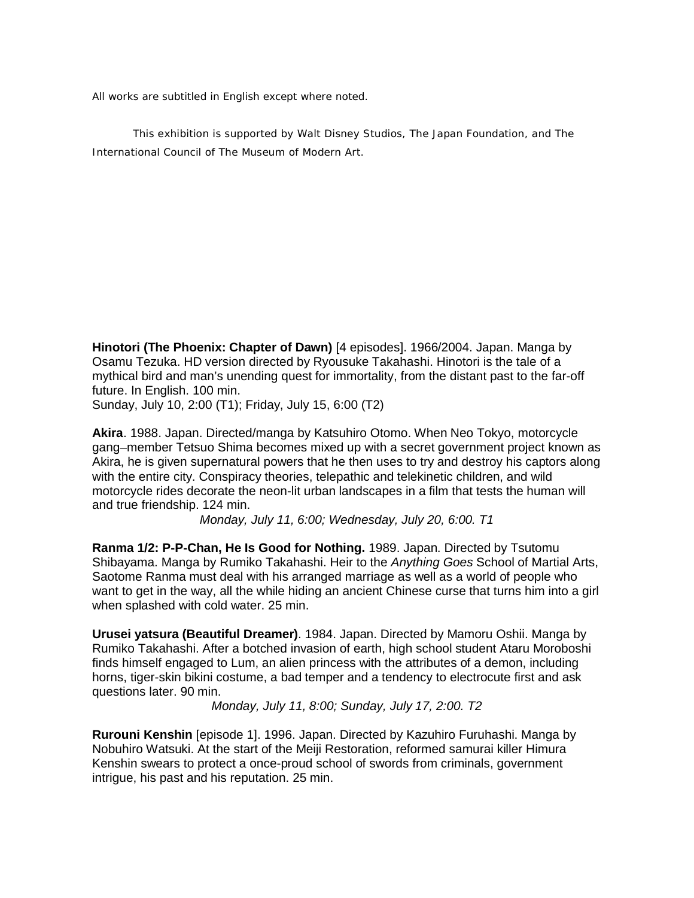All works are subtitled in English except where noted.

This exhibition is supported by Walt Disney Studios, The Japan Foundation, and The International Council of The Museum of Modern Art.

**Hinotori (The Phoenix: Chapter of Dawn)** [4 episodes]. 1966/2004. Japan. Manga by Osamu Tezuka. HD version directed by Ryousuke Takahashi. Hinotori is the tale of a mythical bird and man's unending quest for immortality, from the distant past to the far-off future. In English. 100 min.
Sunday, July 10, 2:00 (T1); Friday, July 15, 6:00 (T2)

**Akira**. 1988. Japan. Directed/manga by Katsuhiro Otomo. When Neo Tokyo, motorcycle gang–member Tetsuo Shima becomes mixed up with a secret government project known as Akira, he is given supernatural powers that he then uses to try and destroy his captors along with the entire city. Conspiracy theories, telepathic and telekinetic children, and wild motorcycle rides decorate the neon-lit urban landscapes in a film that tests the human will and true friendship. 124 min.

*Monday, July 11, 6:00; Wednesday, July 20, 6:00. T1*

**Ranma 1/2: P-P-Chan, He Is Good for Nothing.** 1989. Japan. Directed by Tsutomu Shibayama. Manga by Rumiko Takahashi. Heir to the *Anything Goes* School of Martial Arts, Saotome Ranma must deal with his arranged marriage as well as a world of people who want to get in the way, all the while hiding an ancient Chinese curse that turns him into a girl when splashed with cold water. 25 min.

**Urusei yatsura (Beautiful Dreamer)**. 1984. Japan. Directed by Mamoru Oshii. Manga by Rumiko Takahashi. After a botched invasion of earth, high school student Ataru Moroboshi finds himself engaged to Lum, an alien princess with the attributes of a demon, including horns, tiger-skin bikini costume, a bad temper and a tendency to electrocute first and ask questions later. 90 min.

*Monday, July 11, 8:00; Sunday, July 17, 2:00. T2*

**Rurouni Kenshin** [episode 1]. 1996. Japan. Directed by Kazuhiro Furuhashi. Manga by Nobuhiro Watsuki. At the start of the Meiji Restoration, reformed samurai killer Himura Kenshin swears to protect a once-proud school of swords from criminals, government intrigue, his past and his reputation. 25 min.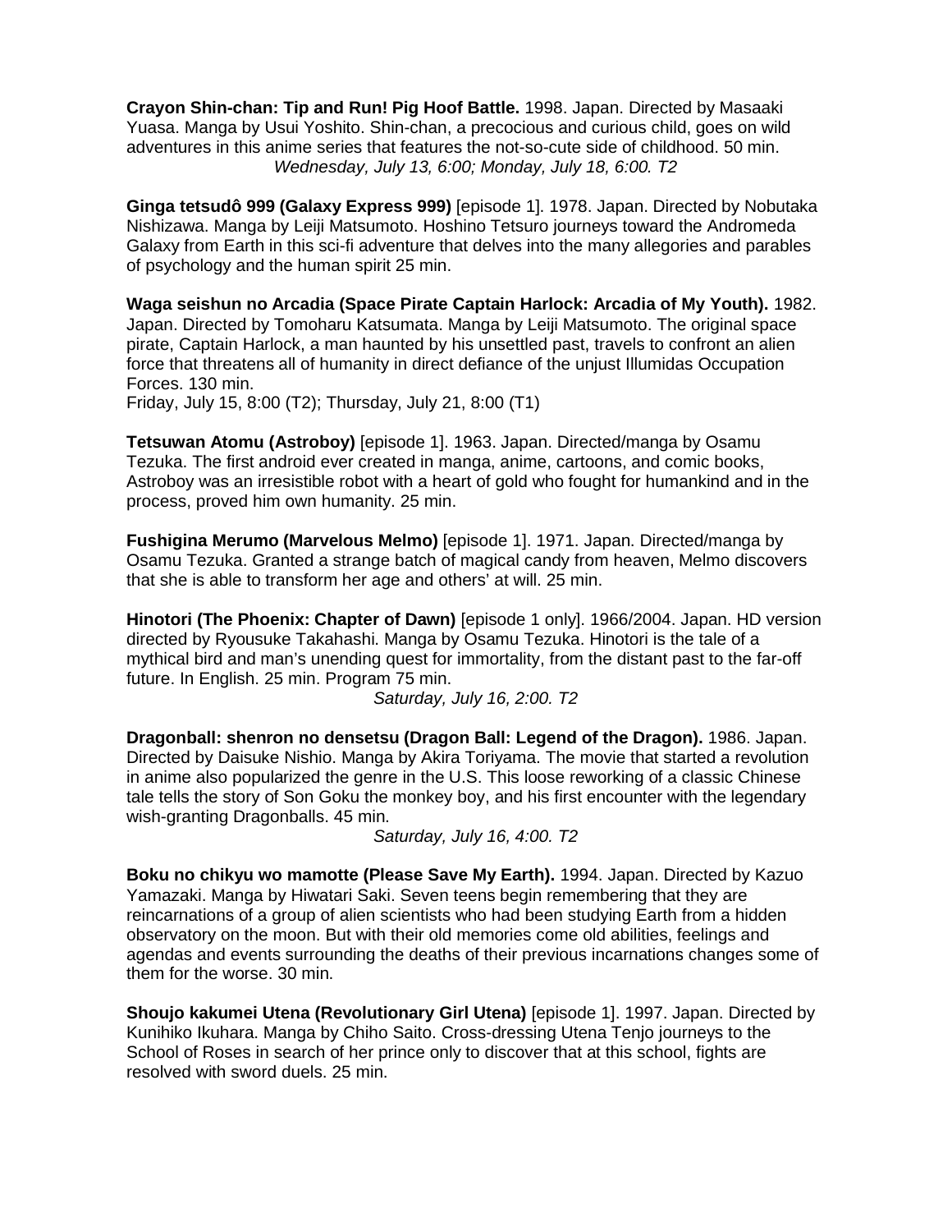**Crayon Shin-chan: Tip and Run! Pig Hoof Battle.** 1998. Japan. Directed by Masaaki Yuasa. Manga by Usui Yoshito. Shin-chan, a precocious and curious child, goes on wild adventures in this anime series that features the not-so-cute side of childhood. 50 min.
*Wednesday, July 13, 6:00; Monday, July 18, 6:00. T2*

**Ginga tetsudô 999 (Galaxy Express 999)** [episode 1]. 1978. Japan. Directed by Nobutaka Nishizawa. Manga by Leiji Matsumoto. Hoshino Tetsuro journeys toward the Andromeda Galaxy from Earth in this sci-fi adventure that delves into the many allegories and parables of psychology and the human spirit 25 min.

**Waga seishun no Arcadia (Space Pirate Captain Harlock: Arcadia of My Youth).** 1982. Japan. Directed by Tomoharu Katsumata. Manga by Leiji Matsumoto. The original space pirate, Captain Harlock, a man haunted by his unsettled past, travels to confront an alien force that threatens all of humanity in direct defiance of the unjust Illumidas Occupation Forces. 130 min.
Friday, July 15, 8:00 (T2); Thursday, July 21, 8:00 (T1)

**Tetsuwan Atomu (Astroboy)** [episode 1]. 1963. Japan. Directed/manga by Osamu Tezuka. The first android ever created in manga, anime, cartoons, and comic books, Astroboy was an irresistible robot with a heart of gold who fought for humankind and in the process, proved him own humanity. 25 min.

**Fushigina Merumo (Marvelous Melmo)** [episode 1]. 1971. Japan. Directed/manga by Osamu Tezuka. Granted a strange batch of magical candy from heaven, Melmo discovers that she is able to transform her age and others' at will. 25 min.

**Hinotori (The Phoenix: Chapter of Dawn)** [episode 1 only]. 1966/2004. Japan. HD version directed by Ryousuke Takahashi. Manga by Osamu Tezuka. Hinotori is the tale of a mythical bird and man's unending quest for immortality, from the distant past to the far-off future. In English. 25 min. Program 75 min.
*Saturday, July 16, 2:00. T2*

**Dragonball: shenron no densetsu (Dragon Ball: Legend of the Dragon).** 1986. Japan. Directed by Daisuke Nishio. Manga by Akira Toriyama. The movie that started a revolution in anime also popularized the genre in the U.S. This loose reworking of a classic Chinese tale tells the story of Son Goku the monkey boy, and his first encounter with the legendary wish-granting Dragonballs. 45 min.
*Saturday, July 16, 4:00. T2*

**Boku no chikyu wo mamotte (Please Save My Earth).** 1994. Japan. Directed by Kazuo Yamazaki. Manga by Hiwatari Saki. Seven teens begin remembering that they are reincarnations of a group of alien scientists who had been studying Earth from a hidden observatory on the moon. But with their old memories come old abilities, feelings and agendas and events surrounding the deaths of their previous incarnations changes some of them for the worse. 30 min.

**Shoujo kakumei Utena (Revolutionary Girl Utena)** [episode 1]. 1997. Japan. Directed by Kunihiko Ikuhara. Manga by Chiho Saito. Cross-dressing Utena Tenjo journeys to the School of Roses in search of her prince only to discover that at this school, fights are resolved with sword duels. 25 min.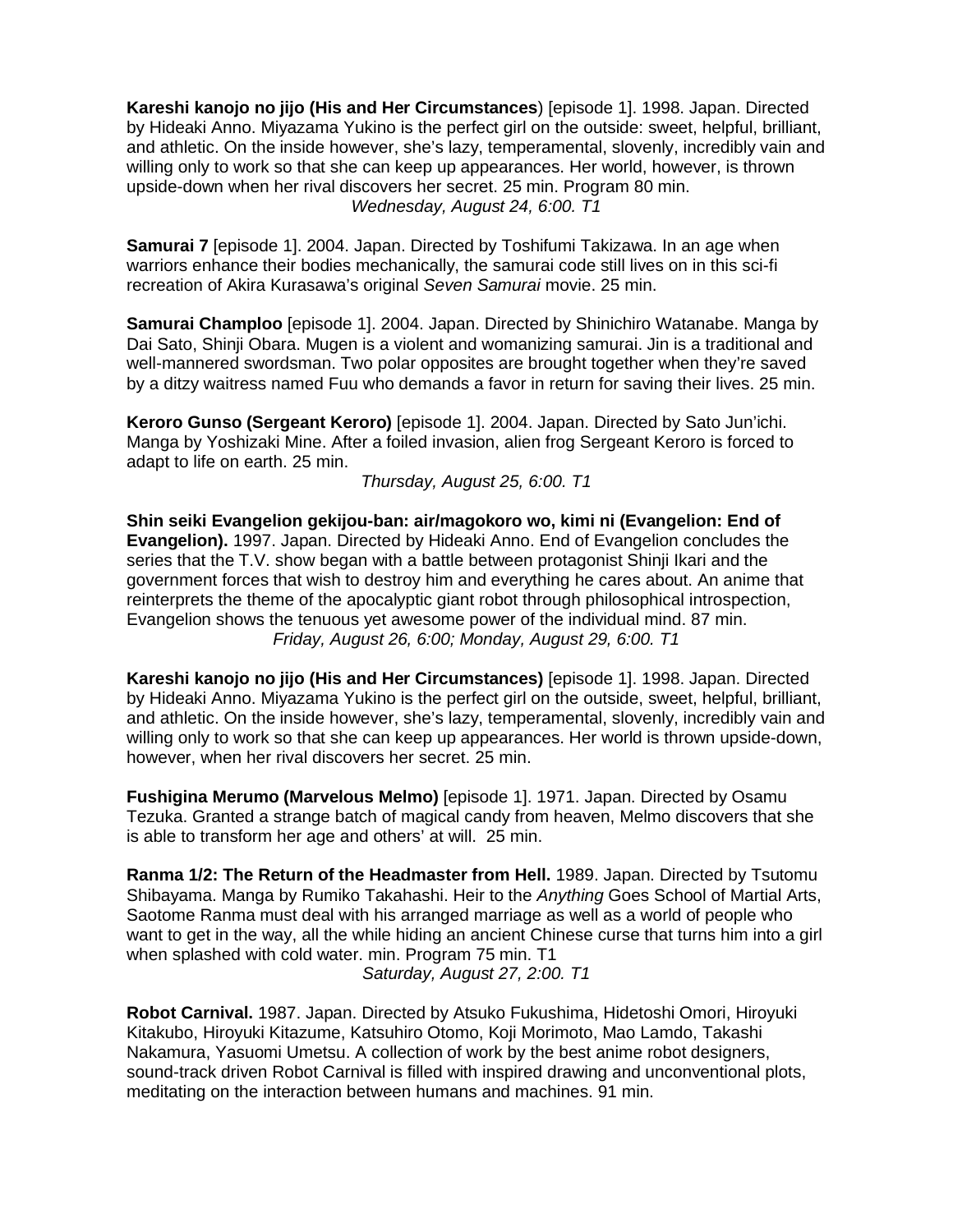**Kareshi kanojo no jijo (His and Her Circumstances**) [episode 1]. 1998. Japan. Directed by Hideaki Anno. Miyazama Yukino is the perfect girl on the outside: sweet, helpful, brilliant, and athletic. On the inside however, she's lazy, temperamental, slovenly, incredibly vain and willing only to work so that she can keep up appearances. Her world, however, is thrown upside-down when her rival discovers her secret. 25 min. Program 80 min.

*Wednesday, August 24, 6:00. T1*

**Samurai 7** [episode 1]. 2004. Japan. Directed by Toshifumi Takizawa. In an age when warriors enhance their bodies mechanically, the samurai code still lives on in this sci-fi recreation of Akira Kurasawa's original *Seven Samurai* movie. 25 min.

**Samurai Champloo** [episode 1]. 2004. Japan. Directed by Shinichiro Watanabe. Manga by Dai Sato, Shinji Obara. Mugen is a violent and womanizing samurai. Jin is a traditional and well-mannered swordsman. Two polar opposites are brought together when they're saved by a ditzy waitress named Fuu who demands a favor in return for saving their lives. 25 min.

**Keroro Gunso (Sergeant Keroro)** [episode 1]. 2004. Japan. Directed by Sato Jun'ichi. Manga by Yoshizaki Mine. After a foiled invasion, alien frog Sergeant Keroro is forced to adapt to life on earth. 25 min.

*Thursday, August 25, 6:00. T1*

**Shin seiki Evangelion gekijou-ban: air/magokoro wo, kimi ni (Evangelion: End of Evangelion).** 1997. Japan. Directed by Hideaki Anno. End of Evangelion concludes the series that the T.V. show began with a battle between protagonist Shinji Ikari and the government forces that wish to destroy him and everything he cares about. An anime that reinterprets the theme of the apocalyptic giant robot through philosophical introspection, Evangelion shows the tenuous yet awesome power of the individual mind. 87 min.

*Friday, August 26, 6:00; Monday, August 29, 6:00. T1*

**Kareshi kanojo no jijo (His and Her Circumstances)** [episode 1]. 1998. Japan. Directed by Hideaki Anno. Miyazama Yukino is the perfect girl on the outside, sweet, helpful, brilliant, and athletic. On the inside however, she's lazy, temperamental, slovenly, incredibly vain and willing only to work so that she can keep up appearances. Her world is thrown upside-down, however, when her rival discovers her secret. 25 min.

**Fushigina Merumo (Marvelous Melmo)** [episode 1]. 1971. Japan. Directed by Osamu Tezuka. Granted a strange batch of magical candy from heaven, Melmo discovers that she is able to transform her age and others' at will. 25 min.

**Ranma 1/2: The Return of the Headmaster from Hell.** 1989. Japan. Directed by Tsutomu Shibayama. Manga by Rumiko Takahashi. Heir to the *Anything* Goes School of Martial Arts, Saotome Ranma must deal with his arranged marriage as well as a world of people who want to get in the way, all the while hiding an ancient Chinese curse that turns him into a girl when splashed with cold water. min. Program 75 min. T1

*Saturday, August 27, 2:00. T1*

**Robot Carnival.** 1987. Japan. Directed by Atsuko Fukushima, Hidetoshi Omori, Hiroyuki Kitakubo, Hiroyuki Kitazume, Katsuhiro Otomo, Koji Morimoto, Mao Lamdo, Takashi Nakamura, Yasuomi Umetsu. A collection of work by the best anime robot designers, sound-track driven Robot Carnival is filled with inspired drawing and unconventional plots, meditating on the interaction between humans and machines. 91 min.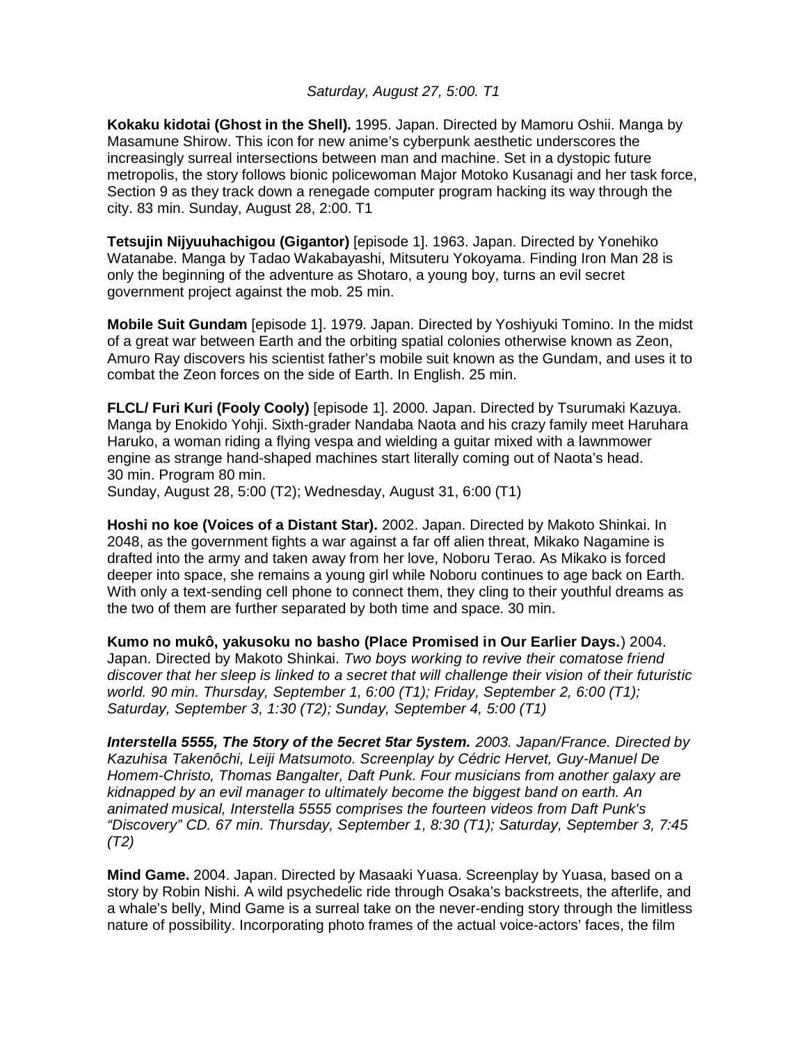*Saturday, August 27, 5:00. T1*

**Kokaku kidotai (Ghost in the Shell).** 1995. Japan. Directed by Mamoru Oshii. Manga by Masamune Shirow. This icon for new anime's cyberpunk aesthetic underscores the increasingly surreal intersections between man and machine. Set in a dystopic future metropolis, the story follows bionic policewoman Major Motoko Kusanagi and her task force, Section 9 as they track down a renegade computer program hacking its way through the city. 83 min. Sunday, August 28, 2:00. T1

**Tetsujin Nijyuuhachigou (Gigantor)** [episode 1]. 1963. Japan. Directed by Yonehiko Watanabe. Manga by Tadao Wakabayashi, Mitsuteru Yokoyama. Finding Iron Man 28 is only the beginning of the adventure as Shotaro, a young boy, turns an evil secret government project against the mob. 25 min.

**Mobile Suit Gundam** [episode 1]. 1979. Japan. Directed by Yoshiyuki Tomino. In the midst of a great war between Earth and the orbiting spatial colonies otherwise known as Zeon, Amuro Ray discovers his scientist father's mobile suit known as the Gundam, and uses it to combat the Zeon forces on the side of Earth. In English. 25 min.

**FLCL/ Furi Kuri (Fooly Cooly)** [episode 1]. 2000. Japan. Directed by Tsurumaki Kazuya. Manga by Enokido Yohji. Sixth-grader Nandaba Naota and his crazy family meet Haruhara Haruko, a woman riding a flying vespa and wielding a guitar mixed with a lawnmower engine as strange hand-shaped machines start literally coming out of Naota's head. 30 min. Program 80 min.
Sunday, August 28, 5:00 (T2); Wednesday, August 31, 6:00 (T1)

**Hoshi no koe (Voices of a Distant Star).** 2002. Japan. Directed by Makoto Shinkai. In 2048, as the government fights a war against a far off alien threat, Mikako Nagamine is drafted into the army and taken away from her love, Noboru Terao. As Mikako is forced deeper into space, she remains a young girl while Noboru continues to age back on Earth. With only a text-sending cell phone to connect them, they cling to their youthful dreams as the two of them are further separated by both time and space. 30 min.

**Kumo no mukô, yakusoku no basho (Place Promised in Our Earlier Days.**) 2004. Japan. Directed by Makoto Shinkai. *Two boys working to revive their comatose friend discover that her sleep is linked to a secret that will challenge their vision of their futuristic world. 90 min. Thursday, September 1, 6:00 (T1); Friday, September 2, 6:00 (T1); Saturday, September 3, 1:30 (T2); Sunday, September 4, 5:00 (T1)*

***Interstella 5555, The 5tory of the 5ecret 5tar 5ystem.*** *2003. Japan/France. Directed by Kazuhisa Takenôchi, Leiji Matsumoto. Screenplay by Cédric Hervet, Guy-Manuel De Homem-Christo, Thomas Bangalter, Daft Punk. Four musicians from another galaxy are kidnapped by an evil manager to ultimately become the biggest band on earth. An animated musical, Interstella 5555 comprises the fourteen videos from Daft Punk's "Discovery" CD. 67 min. Thursday, September 1, 8:30 (T1); Saturday, September 3, 7:45 (T2)*

**Mind Game.** 2004. Japan. Directed by Masaaki Yuasa. Screenplay by Yuasa, based on a story by Robin Nishi. A wild psychedelic ride through Osaka's backstreets, the afterlife, and a whale's belly, Mind Game is a surreal take on the never-ending story through the limitless nature of possibility. Incorporating photo frames of the actual voice-actors' faces, the film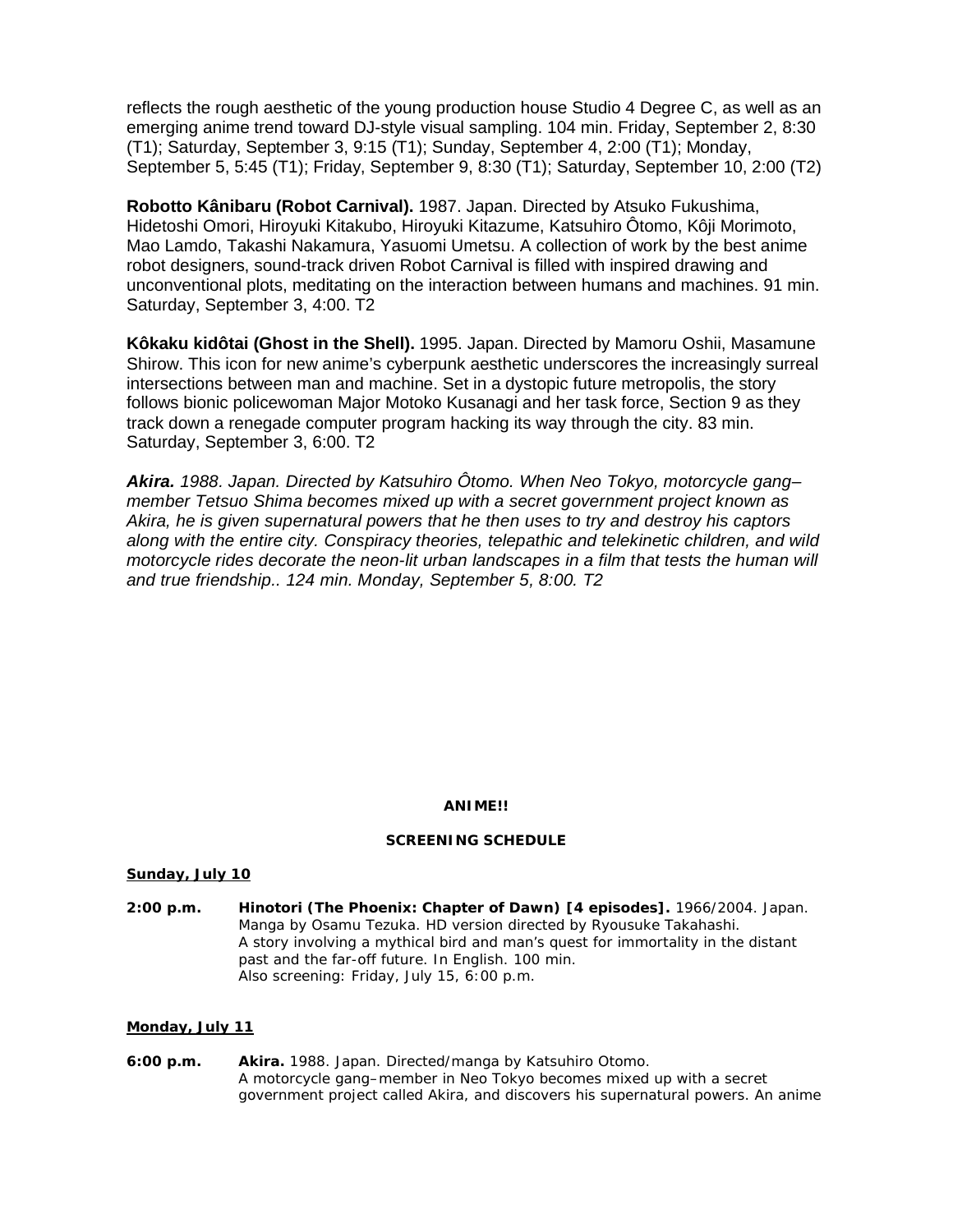reflects the rough aesthetic of the young production house Studio 4 Degree C, as well as an emerging anime trend toward DJ-style visual sampling. 104 min. Friday, September 2, 8:30 (T1); Saturday, September 3, 9:15 (T1); Sunday, September 4, 2:00 (T1); Monday, September 5, 5:45 (T1); Friday, September 9, 8:30 (T1); Saturday, September 10, 2:00 (T2)

**Robotto Kânibaru (Robot Carnival).** 1987. Japan. Directed by Atsuko Fukushima, Hidetoshi Omori, Hiroyuki Kitakubo, Hiroyuki Kitazume, Katsuhiro Ôtomo, Kôji Morimoto, Mao Lamdo, Takashi Nakamura, Yasuomi Umetsu. A collection of work by the best anime robot designers, sound-track driven Robot Carnival is filled with inspired drawing and unconventional plots, meditating on the interaction between humans and machines. 91 min. Saturday, September 3, 4:00. T2

**Kôkaku kidôtai (Ghost in the Shell).** 1995. Japan. Directed by Mamoru Oshii, Masamune Shirow. This icon for new anime's cyberpunk aesthetic underscores the increasingly surreal intersections between man and machine. Set in a dystopic future metropolis, the story follows bionic policewoman Major Motoko Kusanagi and her task force, Section 9 as they track down a renegade computer program hacking its way through the city. 83 min. Saturday, September 3, 6:00. T2

***Akira.*** *1988. Japan. Directed by Katsuhiro Ôtomo. When Neo Tokyo, motorcycle gang–member Tetsuo Shima becomes mixed up with a secret government project known as Akira, he is given supernatural powers that he then uses to try and destroy his captors along with the entire city. Conspiracy theories, telepathic and telekinetic children, and wild motorcycle rides decorate the neon-lit urban landscapes in a film that tests the human will and true friendship.. 124 min. Monday, September 5, 8:00. T2*

**ANIME!!**

**SCREENING SCHEDULE**

**Sunday, July 10**

**2:00 p.m.** **Hinotori (The Phoenix: Chapter of Dawn) [4 episodes].** 1966/2004. Japan. Manga by Osamu Tezuka. HD version directed by Ryousuke Takahashi. A story involving a mythical bird and man's quest for immortality in the distant past and the far-off future. In English. 100 min.
Also screening: Friday, July 15, 6:00 p.m.

**Monday, July 11**

**6:00 p.m.** **Akira.** 1988. Japan. Directed/manga by Katsuhiro Otomo. A motorcycle gang–member in Neo Tokyo becomes mixed up with a secret government project called Akira, and discovers his supernatural powers. An anime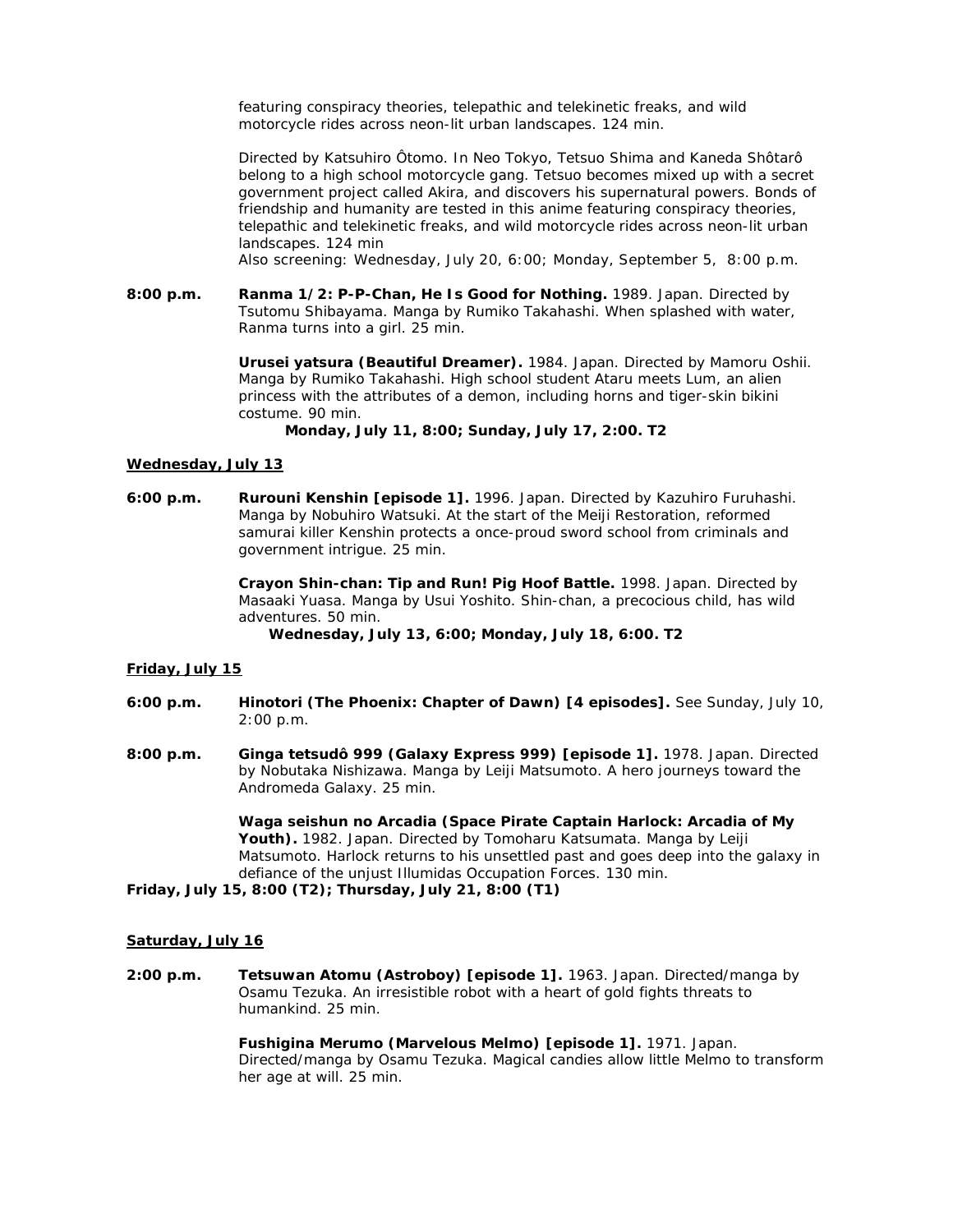featuring conspiracy theories, telepathic and telekinetic freaks, and wild motorcycle rides across neon-lit urban landscapes. 124 min.

Directed by Katsuhiro Ôtomo. In Neo Tokyo, Tetsuo Shima and Kaneda Shôtarô belong to a high school motorcycle gang. Tetsuo becomes mixed up with a secret government project called Akira, and discovers his supernatural powers. Bonds of friendship and humanity are tested in this anime featuring conspiracy theories, telepathic and telekinetic freaks, and wild motorcycle rides across neon-lit urban landscapes. 124 min
Also screening: Wednesday, July 20, 6:00; Monday, September 5, 8:00 p.m.

**8:00 p.m.** **Ranma 1/2: P-P-Chan, He Is Good for Nothing.** 1989. Japan. Directed by Tsutomu Shibayama. Manga by Rumiko Takahashi. When splashed with water, Ranma turns into a girl. 25 min.

**Urusei yatsura (Beautiful Dreamer).** 1984. Japan. Directed by Mamoru Oshii. Manga by Rumiko Takahashi. High school student Ataru meets Lum, an alien princess with the attributes of a demon, including horns and tiger-skin bikini costume. 90 min.

**Monday, July 11, 8:00; Sunday, July 17, 2:00. T2**

## Wednesday, July 13

**6:00 p.m.** **Rurouni Kenshin [episode 1].** 1996. Japan. Directed by Kazuhiro Furuhashi. Manga by Nobuhiro Watsuki. At the start of the Meiji Restoration, reformed samurai killer Kenshin protects a once-proud sword school from criminals and government intrigue. 25 min.

**Crayon Shin-chan: Tip and Run! Pig Hoof Battle.** 1998. Japan. Directed by Masaaki Yuasa. Manga by Usui Yoshito. Shin-chan, a precocious child, has wild adventures. 50 min.

**Wednesday, July 13, 6:00; Monday, July 18, 6:00. T2**

## Friday, July 15

**6:00 p.m.** **Hinotori (The Phoenix: Chapter of Dawn) [4 episodes].** See Sunday, July 10, 2:00 p.m.

**8:00 p.m.** **Ginga tetsudô 999 (Galaxy Express 999) [episode 1].** 1978. Japan. Directed by Nobutaka Nishizawa. Manga by Leiji Matsumoto. A hero journeys toward the Andromeda Galaxy. 25 min.

**Waga seishun no Arcadia (Space Pirate Captain Harlock: Arcadia of My Youth).** 1982. Japan. Directed by Tomoharu Katsumata. Manga by Leiji Matsumoto. Harlock returns to his unsettled past and goes deep into the galaxy in defiance of the unjust Illumidas Occupation Forces. 130 min.

**Friday, July 15, 8:00 (T2); Thursday, July 21, 8:00 (T1)**

## Saturday, July 16

**2:00 p.m.** **Tetsuwan Atomu (Astroboy) [episode 1].** 1963. Japan. Directed/manga by Osamu Tezuka. An irresistible robot with a heart of gold fights threats to humankind. 25 min.

**Fushigina Merumo (Marvelous Melmo) [episode 1].** 1971. Japan. Directed/manga by Osamu Tezuka. Magical candies allow little Melmo to transform her age at will. 25 min.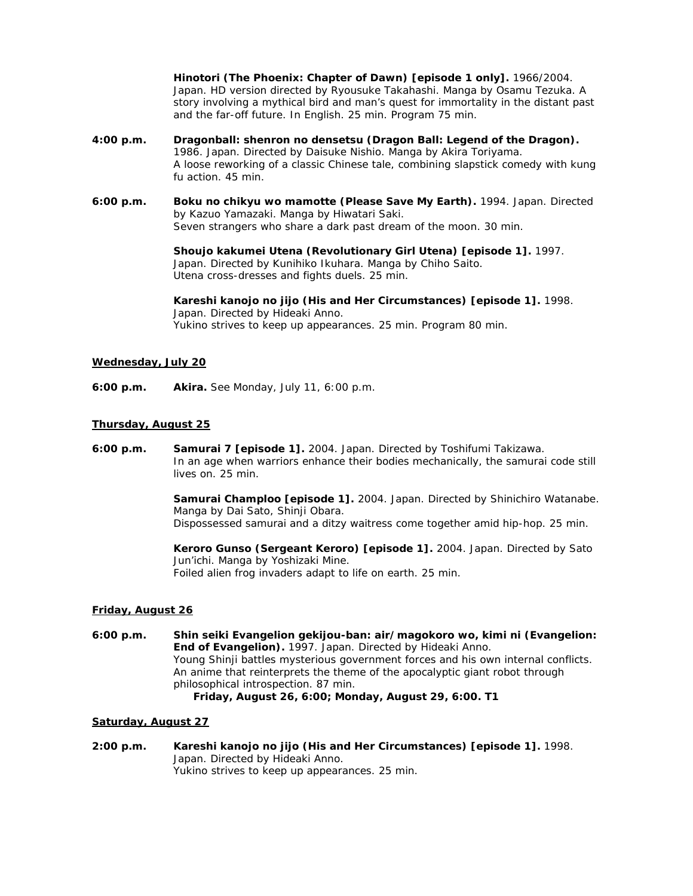**Hinotori (The Phoenix: Chapter of Dawn) [episode 1 only].** 1966/2004. Japan. HD version directed by Ryousuke Takahashi. Manga by Osamu Tezuka. A story involving a mythical bird and man's quest for immortality in the distant past and the far-off future. In English. 25 min. Program 75 min.

**4:00 p.m.** **Dragonball: shenron no densetsu (Dragon Ball: Legend of the Dragon).** 1986. Japan. Directed by Daisuke Nishio. Manga by Akira Toriyama.
A loose reworking of a classic Chinese tale, combining slapstick comedy with kung fu action. 45 min.

**6:00 p.m.** **Boku no chikyu wo mamotte (Please Save My Earth).** 1994. Japan. Directed by Kazuo Yamazaki. Manga by Hiwatari Saki.
Seven strangers who share a dark past dream of the moon. 30 min.

**Shoujo kakumei Utena (Revolutionary Girl Utena) [episode 1].** 1997. Japan. Directed by Kunihiko Ikuhara. Manga by Chiho Saito.
Utena cross-dresses and fights duels. 25 min.

**Kareshi kanojo no jijo (His and Her Circumstances) [episode 1].** 1998. Japan. Directed by Hideaki Anno.
Yukino strives to keep up appearances. 25 min. Program 80 min.

**Wednesday, July 20**

**6:00 p.m.** **Akira.** See Monday, July 11, 6:00 p.m.

**Thursday, August 25**

**6:00 p.m.** **Samurai 7 [episode 1].** 2004. Japan. Directed by Toshifumi Takizawa.
In an age when warriors enhance their bodies mechanically, the samurai code still lives on. 25 min.

**Samurai Champloo [episode 1].** 2004. Japan. Directed by Shinichiro Watanabe. Manga by Dai Sato, Shinji Obara.
Dispossessed samurai and a ditzy waitress come together amid hip-hop. 25 min.

**Keroro Gunso (Sergeant Keroro) [episode 1].** 2004. Japan. Directed by Sato Jun'ichi. Manga by Yoshizaki Mine.
Foiled alien frog invaders adapt to life on earth. 25 min.

**Friday, August 26**

**6:00 p.m.** **Shin seiki Evangelion gekijou-ban: air/magokoro wo, kimi ni (Evangelion: End of Evangelion).** 1997. Japan. Directed by Hideaki Anno.
Young Shinji battles mysterious government forces and his own internal conflicts. An anime that reinterprets the theme of the apocalyptic giant robot through philosophical introspection. 87 min.
**Friday, August 26, 6:00; Monday, August 29, 6:00. T1**

**Saturday, August 27**

**2:00 p.m.** **Kareshi kanojo no jijo (His and Her Circumstances) [episode 1].** 1998. Japan. Directed by Hideaki Anno.
Yukino strives to keep up appearances. 25 min.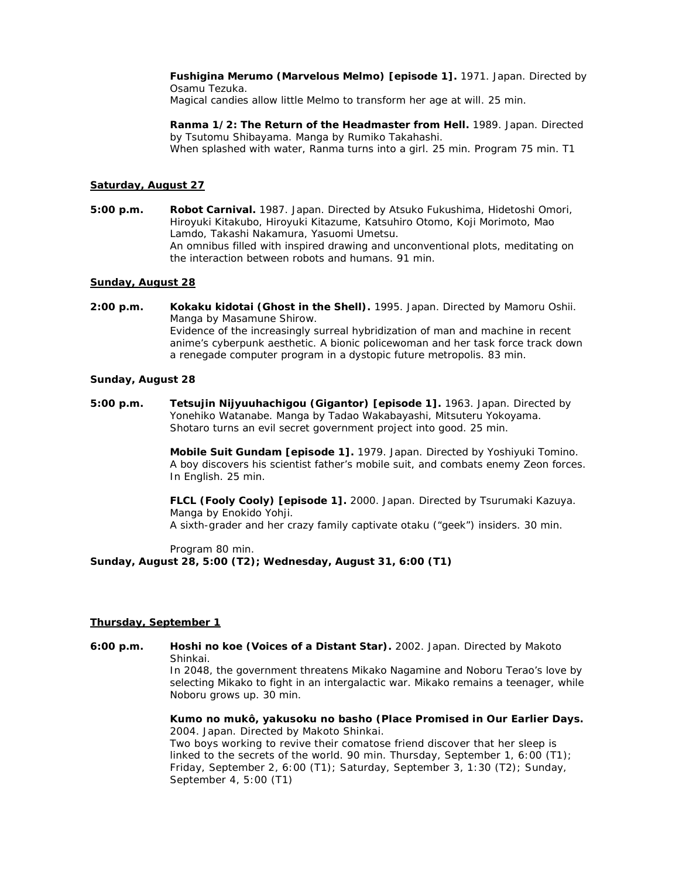**Fushigina Merumo (Marvelous Melmo) [episode 1].** 1971. Japan. Directed by Osamu Tezuka.
Magical candies allow little Melmo to transform her age at will. 25 min.

**Ranma 1/2: The Return of the Headmaster from Hell.** 1989. Japan. Directed by Tsutomu Shibayama. Manga by Rumiko Takahashi.
When splashed with water, Ranma turns into a girl. 25 min. Program 75 min. T1

**Saturday, August 27**

**5:00 p.m.** **Robot Carnival.** 1987. Japan. Directed by Atsuko Fukushima, Hidetoshi Omori, Hiroyuki Kitakubo, Hiroyuki Kitazume, Katsuhiro Otomo, Koji Morimoto, Mao Lamdo, Takashi Nakamura, Yasuomi Umetsu.
An omnibus filled with inspired drawing and unconventional plots, meditating on the interaction between robots and humans. 91 min.

**Sunday, August 28**

**2:00 p.m.** **Kokaku kidotai (Ghost in the Shell).** 1995. Japan. Directed by Mamoru Oshii. Manga by Masamune Shirow.
Evidence of the increasingly surreal hybridization of man and machine in recent anime's cyberpunk aesthetic. A bionic policewoman and her task force track down a renegade computer program in a dystopic future metropolis. 83 min.

**Sunday, August 28**

**5:00 p.m.** **Tetsujin Nijyuuhachigou (Gigantor) [episode 1].** 1963. Japan. Directed by Yonehiko Watanabe. Manga by Tadao Wakabayashi, Mitsuteru Yokoyama.
Shotaro turns an evil secret government project into good. 25 min.

**Mobile Suit Gundam [episode 1].** 1979. Japan. Directed by Yoshiyuki Tomino.
A boy discovers his scientist father's mobile suit, and combats enemy Zeon forces. In English. 25 min.

**FLCL (Fooly Cooly) [episode 1].** 2000. Japan. Directed by Tsurumaki Kazuya. Manga by Enokido Yohji.
A sixth-grader and her crazy family captivate otaku ("geek") insiders. 30 min.

Program 80 min.
**Sunday, August 28, 5:00 (T2); Wednesday, August 31, 6:00 (T1)**

**Thursday, September 1**

**6:00 p.m.** **Hoshi no koe (Voices of a Distant Star).** 2002. Japan. Directed by Makoto Shinkai.
In 2048, the government threatens Mikako Nagamine and Noboru Terao's love by selecting Mikako to fight in an intergalactic war. Mikako remains a teenager, while Noboru grows up. 30 min.

**Kumo no mukô, yakusoku no basho (Place Promised in Our Earlier Days.** 2004. Japan. Directed by Makoto Shinkai.
Two boys working to revive their comatose friend discover that her sleep is linked to the secrets of the world. 90 min. Thursday, September 1, 6:00 (T1); Friday, September 2, 6:00 (T1); Saturday, September 3, 1:30 (T2); Sunday, September 4, 5:00 (T1)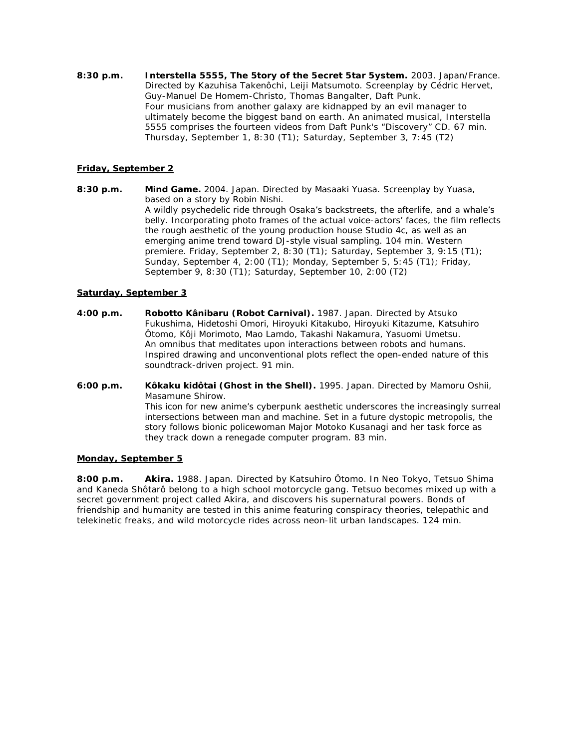**8:30 p.m.** **Interstella 5555, The 5tory of the 5ecret 5tar 5ystem.** 2003. Japan/France. Directed by Kazuhisa Takenôchi, Leiji Matsumoto. Screenplay by Cédric Hervet, Guy-Manuel De Homem-Christo, Thomas Bangalter, Daft Punk.
Four musicians from another galaxy are kidnapped by an evil manager to ultimately become the biggest band on earth. An animated musical, Interstella 5555 comprises the fourteen videos from Daft Punk's "Discovery" CD. 67 min. Thursday, September 1, 8:30 (T1); Saturday, September 3, 7:45 (T2)

## Friday, September 2

**8:30 p.m.** **Mind Game.** 2004. Japan. Directed by Masaaki Yuasa. Screenplay by Yuasa, based on a story by Robin Nishi.
A wildly psychedelic ride through Osaka's backstreets, the afterlife, and a whale's belly. Incorporating photo frames of the actual voice-actors' faces, the film reflects the rough aesthetic of the young production house Studio 4c, as well as an emerging anime trend toward DJ-style visual sampling. 104 min. Western premiere. Friday, September 2, 8:30 (T1); Saturday, September 3, 9:15 (T1); Sunday, September 4, 2:00 (T1); Monday, September 5, 5:45 (T1); Friday, September 9, 8:30 (T1); Saturday, September 10, 2:00 (T2)

## Saturday, September 3

**4:00 p.m.** **Robotto Kânibaru (Robot Carnival).** 1987. Japan. Directed by Atsuko Fukushima, Hidetoshi Omori, Hiroyuki Kitakubo, Hiroyuki Kitazume, Katsuhiro Ôtomo, Kôji Morimoto, Mao Lamdo, Takashi Nakamura, Yasuomi Umetsu.
An omnibus that meditates upon interactions between robots and humans. Inspired drawing and unconventional plots reflect the open-ended nature of this soundtrack-driven project. 91 min.

**6:00 p.m.** **Kôkaku kidôtai (Ghost in the Shell).** 1995. Japan. Directed by Mamoru Oshii, Masamune Shirow.
This icon for new anime's cyberpunk aesthetic underscores the increasingly surreal intersections between man and machine. Set in a future dystopic metropolis, the story follows bionic policewoman Major Motoko Kusanagi and her task force as they track down a renegade computer program. 83 min.

## Monday, September 5

**8:00 p.m.** **Akira.** 1988. Japan. Directed by Katsuhiro Ôtomo. In Neo Tokyo, Tetsuo Shima and Kaneda Shôtarô belong to a high school motorcycle gang. Tetsuo becomes mixed up with a secret government project called Akira, and discovers his supernatural powers. Bonds of friendship and humanity are tested in this anime featuring conspiracy theories, telepathic and telekinetic freaks, and wild motorcycle rides across neon-lit urban landscapes. 124 min.